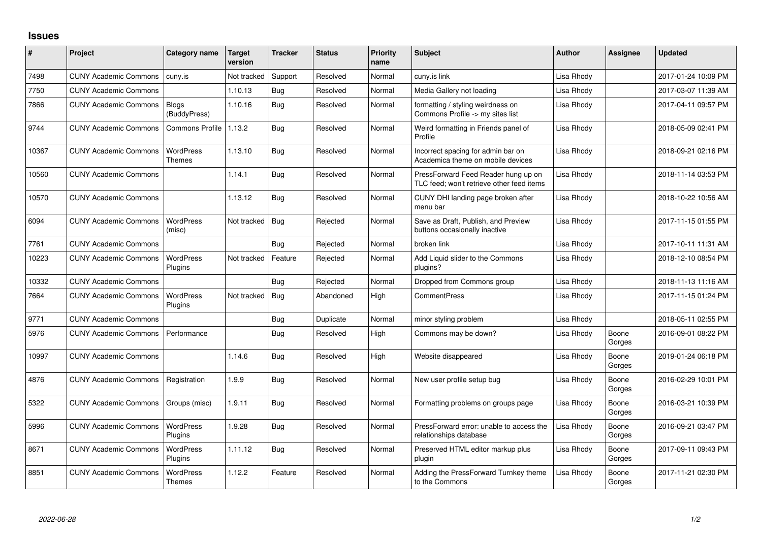# Issues

| # | Project | Category name | Target version | Tracker | Status | Priority name | Subject | Author | Assignee | Updated |
|---|---|---|---|---|---|---|---|---|---|---|
| 7498 | CUNY Academic Commons | cuny.is | Not tracked | Support | Resolved | Normal | cuny.is link | Lisa Rhody | | 2017-01-24 10:09 PM |
| 7750 | CUNY Academic Commons | | 1.10.13 | Bug | Resolved | Normal | Media Gallery not loading | Lisa Rhody | | 2017-03-07 11:39 AM |
| 7866 | CUNY Academic Commons | Blogs (BuddyPress) | 1.10.16 | Bug | Resolved | Normal | formatting / styling weirdness on Commons Profile -> my sites list | Lisa Rhody | | 2017-04-11 09:57 PM |
| 9744 | CUNY Academic Commons | Commons Profile | 1.13.2 | Bug | Resolved | Normal | Weird formatting in Friends panel of Profile | Lisa Rhody | | 2018-05-09 02:41 PM |
| 10367 | CUNY Academic Commons | WordPress Themes | 1.13.10 | Bug | Resolved | Normal | Incorrect spacing for admin bar on Academica theme on mobile devices | Lisa Rhody | | 2018-09-21 02:16 PM |
| 10560 | CUNY Academic Commons | | 1.14.1 | Bug | Resolved | Normal | PressForward Feed Reader hung up on TLC feed; won't retrieve other feed items | Lisa Rhody | | 2018-11-14 03:53 PM |
| 10570 | CUNY Academic Commons | | 1.13.12 | Bug | Resolved | Normal | CUNY DHI landing page broken after menu bar | Lisa Rhody | | 2018-10-22 10:56 AM |
| 6094 | CUNY Academic Commons | WordPress (misc) | Not tracked | Bug | Rejected | Normal | Save as Draft, Publish, and Preview buttons occasionally inactive | Lisa Rhody | | 2017-11-15 01:55 PM |
| 7761 | CUNY Academic Commons | | | Bug | Rejected | Normal | broken link | Lisa Rhody | | 2017-10-11 11:31 AM |
| 10223 | CUNY Academic Commons | WordPress Plugins | Not tracked | Feature | Rejected | Normal | Add Liquid slider to the Commons plugins? | Lisa Rhody | | 2018-12-10 08:54 PM |
| 10332 | CUNY Academic Commons | | | Bug | Rejected | Normal | Dropped from Commons group | Lisa Rhody | | 2018-11-13 11:16 AM |
| 7664 | CUNY Academic Commons | WordPress Plugins | Not tracked | Bug | Abandoned | High | CommentPress | Lisa Rhody | | 2017-11-15 01:24 PM |
| 9771 | CUNY Academic Commons | | | Bug | Duplicate | Normal | minor styling problem | Lisa Rhody | | 2018-05-11 02:55 PM |
| 5976 | CUNY Academic Commons | Performance | | Bug | Resolved | High | Commons may be down? | Lisa Rhody | Boone Gorges | 2016-09-01 08:22 PM |
| 10997 | CUNY Academic Commons | | 1.14.6 | Bug | Resolved | High | Website disappeared | Lisa Rhody | Boone Gorges | 2019-01-24 06:18 PM |
| 4876 | CUNY Academic Commons | Registration | 1.9.9 | Bug | Resolved | Normal | New user profile setup bug | Lisa Rhody | Boone Gorges | 2016-02-29 10:01 PM |
| 5322 | CUNY Academic Commons | Groups (misc) | 1.9.11 | Bug | Resolved | Normal | Formatting problems on groups page | Lisa Rhody | Boone Gorges | 2016-03-21 10:39 PM |
| 5996 | CUNY Academic Commons | WordPress Plugins | 1.9.28 | Bug | Resolved | Normal | PressForward error: unable to access the relationships database | Lisa Rhody | Boone Gorges | 2016-09-21 03:47 PM |
| 8671 | CUNY Academic Commons | WordPress Plugins | 1.11.12 | Bug | Resolved | Normal | Preserved HTML editor markup plus plugin | Lisa Rhody | Boone Gorges | 2017-09-11 09:43 PM |
| 8851 | CUNY Academic Commons | WordPress Themes | 1.12.2 | Feature | Resolved | Normal | Adding the PressForward Turnkey theme to the Commons | Lisa Rhody | Boone Gorges | 2017-11-21 02:30 PM |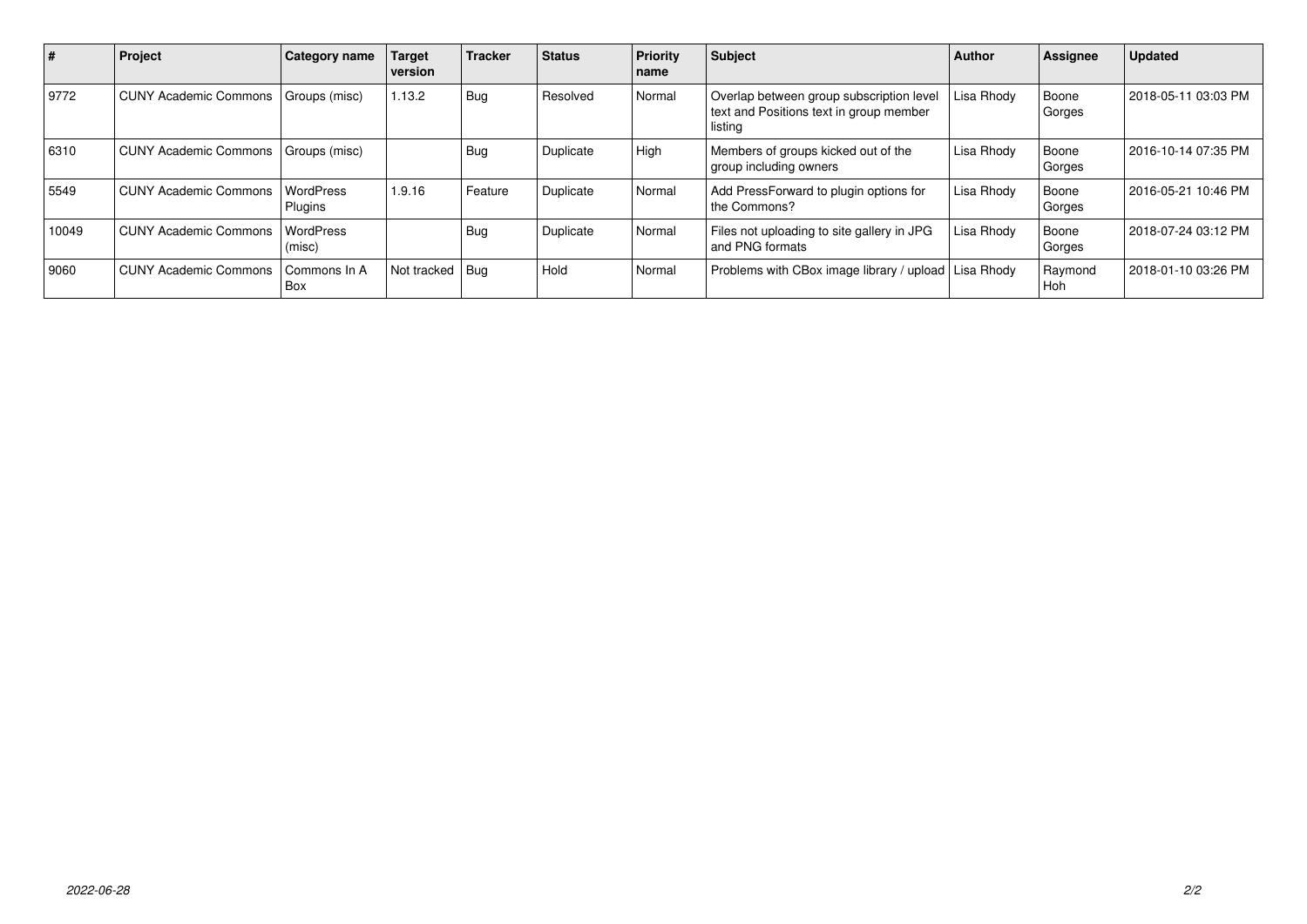| # | Project | Category name | Target version | Tracker | Status | Priority name | Subject | Author | Assignee | Updated |
|---|---|---|---|---|---|---|---|---|---|---|
| 9772 | CUNY Academic Commons | Groups (misc) | 1.13.2 | Bug | Resolved | Normal | Overlap between group subscription level text and Positions text in group member listing | Lisa Rhody | Boone Gorges | 2018-05-11 03:03 PM |
| 6310 | CUNY Academic Commons | Groups (misc) | | Bug | Duplicate | High | Members of groups kicked out of the group including owners | Lisa Rhody | Boone Gorges | 2016-10-14 07:35 PM |
| 5549 | CUNY Academic Commons | WordPress Plugins | 1.9.16 | Feature | Duplicate | Normal | Add PressForward to plugin options for the Commons? | Lisa Rhody | Boone Gorges | 2016-05-21 10:46 PM |
| 10049 | CUNY Academic Commons | WordPress (misc) | | Bug | Duplicate | Normal | Files not uploading to site gallery in JPG and PNG formats | Lisa Rhody | Boone Gorges | 2018-07-24 03:12 PM |
| 9060 | CUNY Academic Commons | Commons In A Box | Not tracked | Bug | Hold | Normal | Problems with CBox image library / upload | Lisa Rhody | Raymond Hoh | 2018-01-10 03:26 PM |